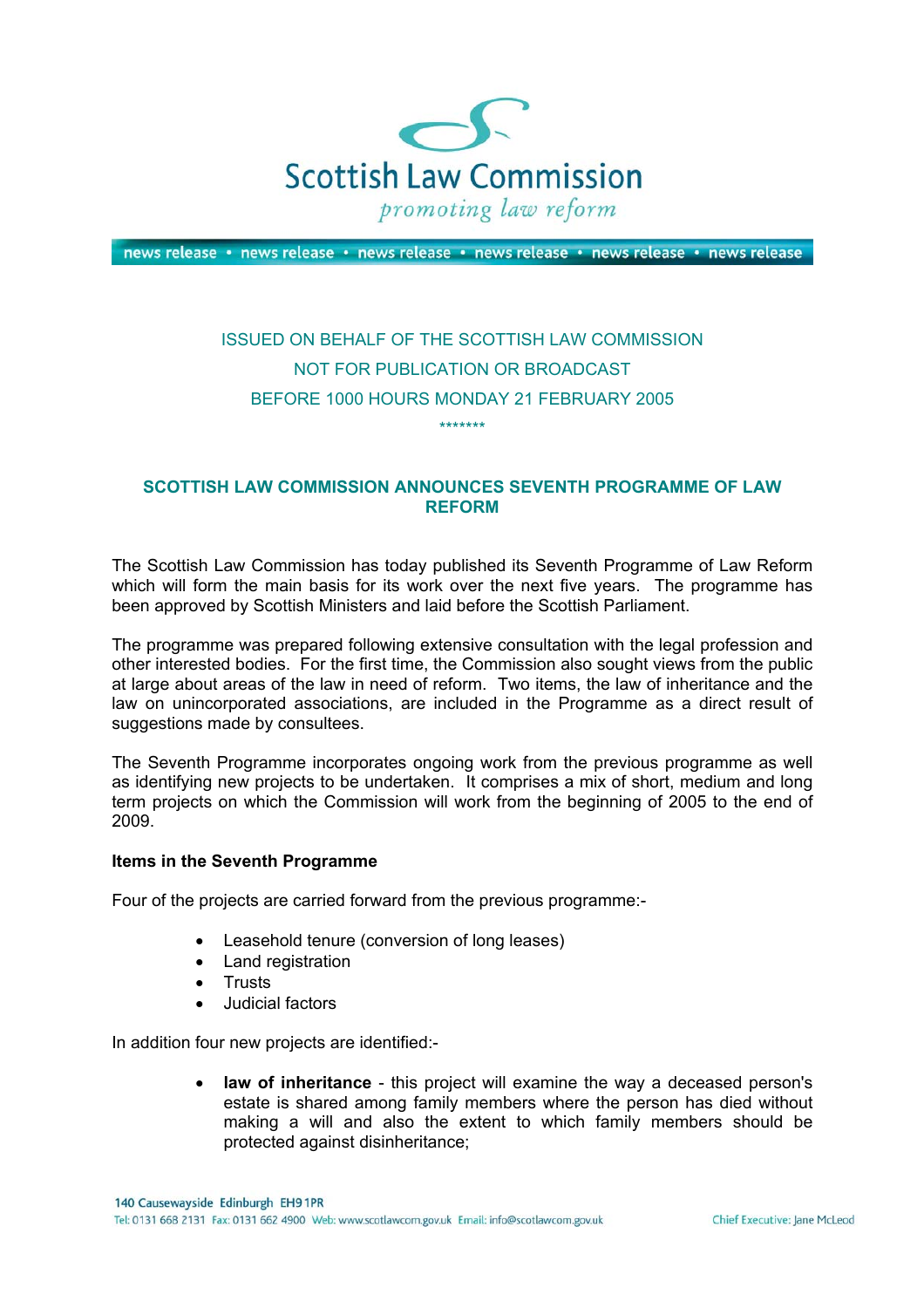Scottish Law Commission

*promoting law reform*

news release • news release • news release • news release • news release • news release

ISSUED ON BEHALF OF THE SCOTTISH LAW COMMISSION

NOT FOR PUBLICATION OR BROADCAST

BEFORE 1000 HOURS MONDAY 21 FEBRUARY 2005

*******

## SCOTTISH LAW COMMISSION ANNOUNCES SEVENTH PROGRAMME OF LAW REFORM

The Scottish Law Commission has today published its Seventh Programme of Law Reform which will form the main basis for its work over the next five years. The programme has been approved by Scottish Ministers and laid before the Scottish Parliament.

The programme was prepared following extensive consultation with the legal profession and other interested bodies. For the first time, the Commission also sought views from the public at large about areas of the law in need of reform. Two items, the law of inheritance and the law on unincorporated associations, are included in the Programme as a direct result of suggestions made by consultees.

The Seventh Programme incorporates ongoing work from the previous programme as well as identifying new projects to be undertaken. It comprises a mix of short, medium and long term projects on which the Commission will work from the beginning of 2005 to the end of 2009.

**Items in the Seventh Programme**

Four of the projects are carried forward from the previous programme:-

- Leasehold tenure (conversion of long leases)
- Land registration
- Trusts
- Judicial factors

In addition four new projects are identified:-

- **law of inheritance** - this project will examine the way a deceased person's estate is shared among family members where the person has died without making a will and also the extent to which family members should be protected against disinheritance;

140 Causewayside Edinburgh EH9 1PR

Tel: 0131 668 2131 Fax: 0131 662 4900 Web: www.scotlawcom.gov.uk Email: info@scotlawcom.gov.uk

Chief Executive: Jane McLeod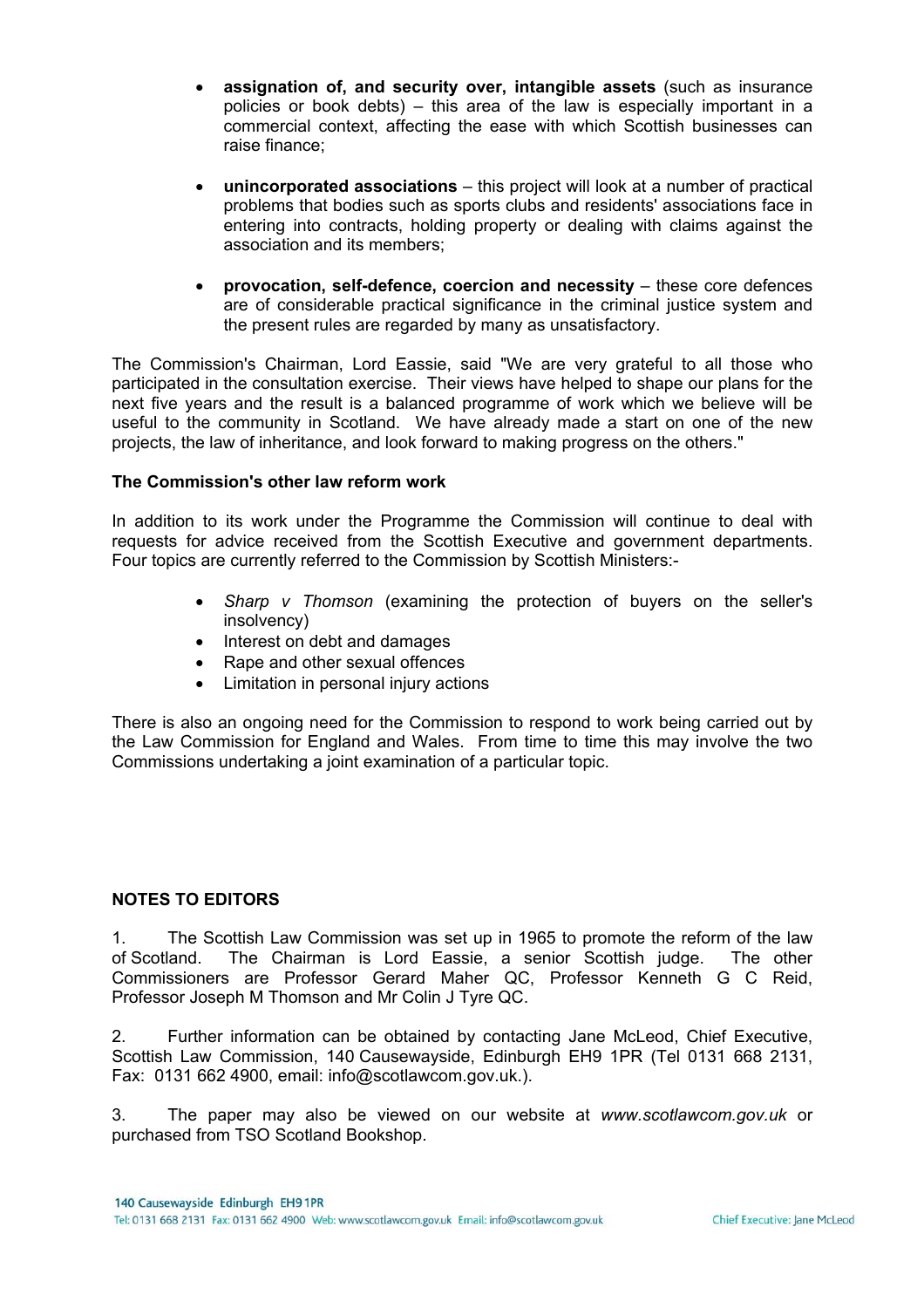- **assignation of, and security over, intangible assets** (such as insurance policies or book debts) – this area of the law is especially important in a commercial context, affecting the ease with which Scottish businesses can raise finance;

- **unincorporated associations** – this project will look at a number of practical problems that bodies such as sports clubs and residents' associations face in entering into contracts, holding property or dealing with claims against the association and its members;

- **provocation, self-defence, coercion and necessity** – these core defences are of considerable practical significance in the criminal justice system and the present rules are regarded by many as unsatisfactory.

The Commission's Chairman, Lord Eassie, said "We are very grateful to all those who participated in the consultation exercise. Their views have helped to shape our plans for the next five years and the result is a balanced programme of work which we believe will be useful to the community in Scotland. We have already made a start on one of the new projects, the law of inheritance, and look forward to making progress on the others."

**The Commission's other law reform work**

In addition to its work under the Programme the Commission will continue to deal with requests for advice received from the Scottish Executive and government departments. Four topics are currently referred to the Commission by Scottish Ministers:-

- *Sharp v Thomson* (examining the protection of buyers on the seller's insolvency)
- Interest on debt and damages
- Rape and other sexual offences
- Limitation in personal injury actions

There is also an ongoing need for the Commission to respond to work being carried out by the Law Commission for England and Wales. From time to time this may involve the two Commissions undertaking a joint examination of a particular topic.

**NOTES TO EDITORS**

1. The Scottish Law Commission was set up in 1965 to promote the reform of the law of Scotland. The Chairman is Lord Eassie, a senior Scottish judge. The other Commissioners are Professor Gerard Maher QC, Professor Kenneth G C Reid, Professor Joseph M Thomson and Mr Colin J Tyre QC.

2. Further information can be obtained by contacting Jane McLeod, Chief Executive, Scottish Law Commission, 140 Causewayside, Edinburgh EH9 1PR (Tel 0131 668 2131, Fax: 0131 662 4900, email: info@scotlawcom.gov.uk.).

3. The paper may also be viewed on our website at *www.scotlawcom.gov.uk* or purchased from TSO Scotland Bookshop.